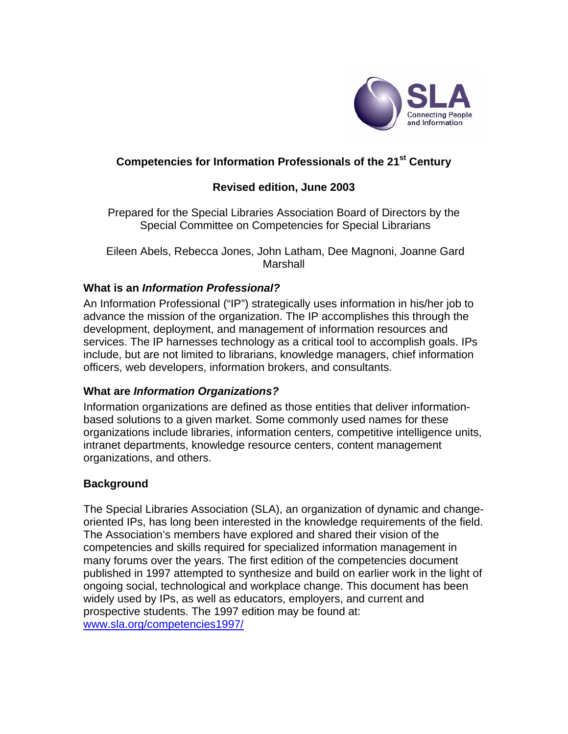# Competencies for Information Professionals of the 21st Century

## Revised edition, June 2003

Prepared for the Special Libraries Association Board of Directors by the Special Committee on Competencies for Special Librarians

Eileen Abels, Rebecca Jones, John Latham, Dee Magnoni, Joanne Gard Marshall

### What is an *Information Professional?*

An Information Professional ("IP") strategically uses information in his/her job to advance the mission of the organization. The IP accomplishes this through the development, deployment, and management of information resources and services. The IP harnesses technology as a critical tool to accomplish goals. IPs include, but are not limited to librarians, knowledge managers, chief information officers, web developers, information brokers, and consultants.

### What are *Information Organizations?*

Information organizations are defined as those entities that deliver information-based solutions to a given market. Some commonly used names for these organizations include libraries, information centers, competitive intelligence units, intranet departments, knowledge resource centers, content management organizations, and others.

### Background

The Special Libraries Association (SLA), an organization of dynamic and change-oriented IPs, has long been interested in the knowledge requirements of the field. The Association's members have explored and shared their vision of the competencies and skills required for specialized information management in many forums over the years. The first edition of the competencies document published in 1997 attempted to synthesize and build on earlier work in the light of ongoing social, technological and workplace change. This document has been widely used by IPs, as well as educators, employers, and current and prospective students. The 1997 edition may be found at: www.sla.org/competencies1997/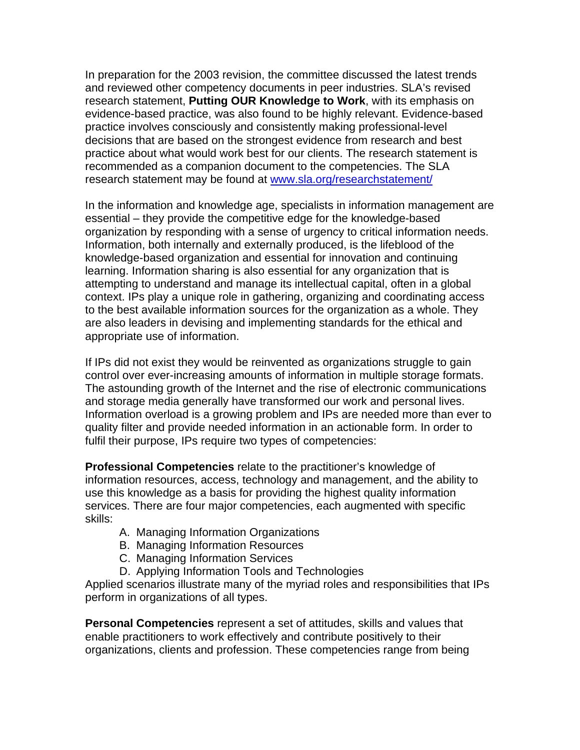In preparation for the 2003 revision, the committee discussed the latest trends and reviewed other competency documents in peer industries. SLA's revised research statement, **Putting OUR Knowledge to Work**, with its emphasis on evidence-based practice, was also found to be highly relevant. Evidence-based practice involves consciously and consistently making professional-level decisions that are based on the strongest evidence from research and best practice about what would work best for our clients. The research statement is recommended as a companion document to the competencies. The SLA research statement may be found at [www.sla.org/researchstatement/](www.sla.org/researchstatement/)

In the information and knowledge age, specialists in information management are essential – they provide the competitive edge for the knowledge-based organization by responding with a sense of urgency to critical information needs. Information, both internally and externally produced, is the lifeblood of the knowledge-based organization and essential for innovation and continuing learning. Information sharing is also essential for any organization that is attempting to understand and manage its intellectual capital, often in a global context. IPs play a unique role in gathering, organizing and coordinating access to the best available information sources for the organization as a whole. They are also leaders in devising and implementing standards for the ethical and appropriate use of information.

If IPs did not exist they would be reinvented as organizations struggle to gain control over ever-increasing amounts of information in multiple storage formats. The astounding growth of the Internet and the rise of electronic communications and storage media generally have transformed our work and personal lives. Information overload is a growing problem and IPs are needed more than ever to quality filter and provide needed information in an actionable form. In order to fulfil their purpose, IPs require two types of competencies:

**Professional Competencies** relate to the practitioner's knowledge of information resources, access, technology and management, and the ability to use this knowledge as a basis for providing the highest quality information services. There are four major competencies, each augmented with specific skills:

A. Managing Information Organizations
B. Managing Information Resources
C. Managing Information Services
D. Applying Information Tools and Technologies

Applied scenarios illustrate many of the myriad roles and responsibilities that IPs perform in organizations of all types.

**Personal Competencies** represent a set of attitudes, skills and values that enable practitioners to work effectively and contribute positively to their organizations, clients and profession. These competencies range from being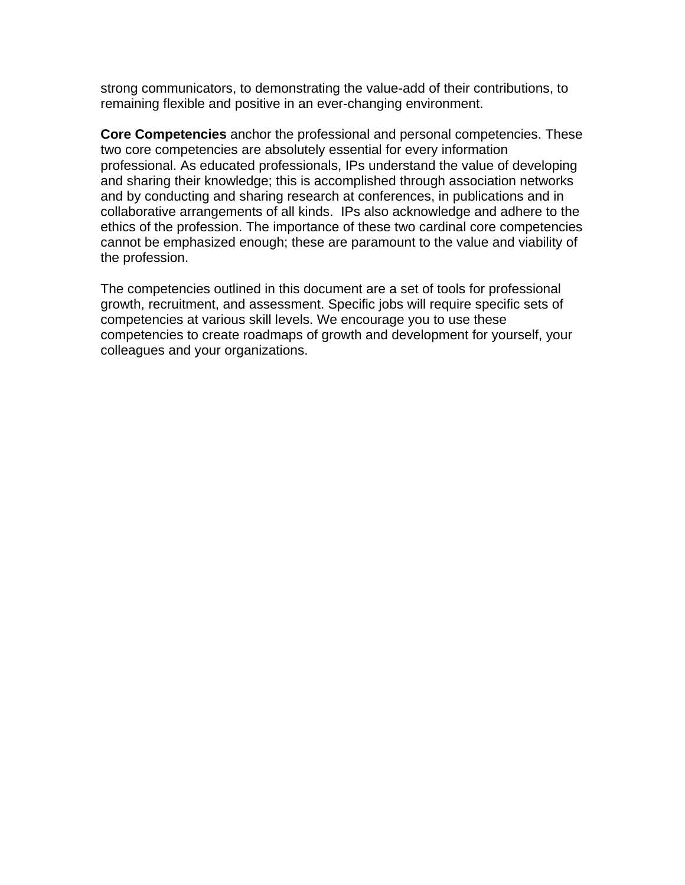strong communicators, to demonstrating the value-add of their contributions, to remaining flexible and positive in an ever-changing environment.

**Core Competencies** anchor the professional and personal competencies. These two core competencies are absolutely essential for every information professional. As educated professionals, IPs understand the value of developing and sharing their knowledge; this is accomplished through association networks and by conducting and sharing research at conferences, in publications and in collaborative arrangements of all kinds. IPs also acknowledge and adhere to the ethics of the profession. The importance of these two cardinal core competencies cannot be emphasized enough; these are paramount to the value and viability of the profession.

The competencies outlined in this document are a set of tools for professional growth, recruitment, and assessment. Specific jobs will require specific sets of competencies at various skill levels. We encourage you to use these competencies to create roadmaps of growth and development for yourself, your colleagues and your organizations.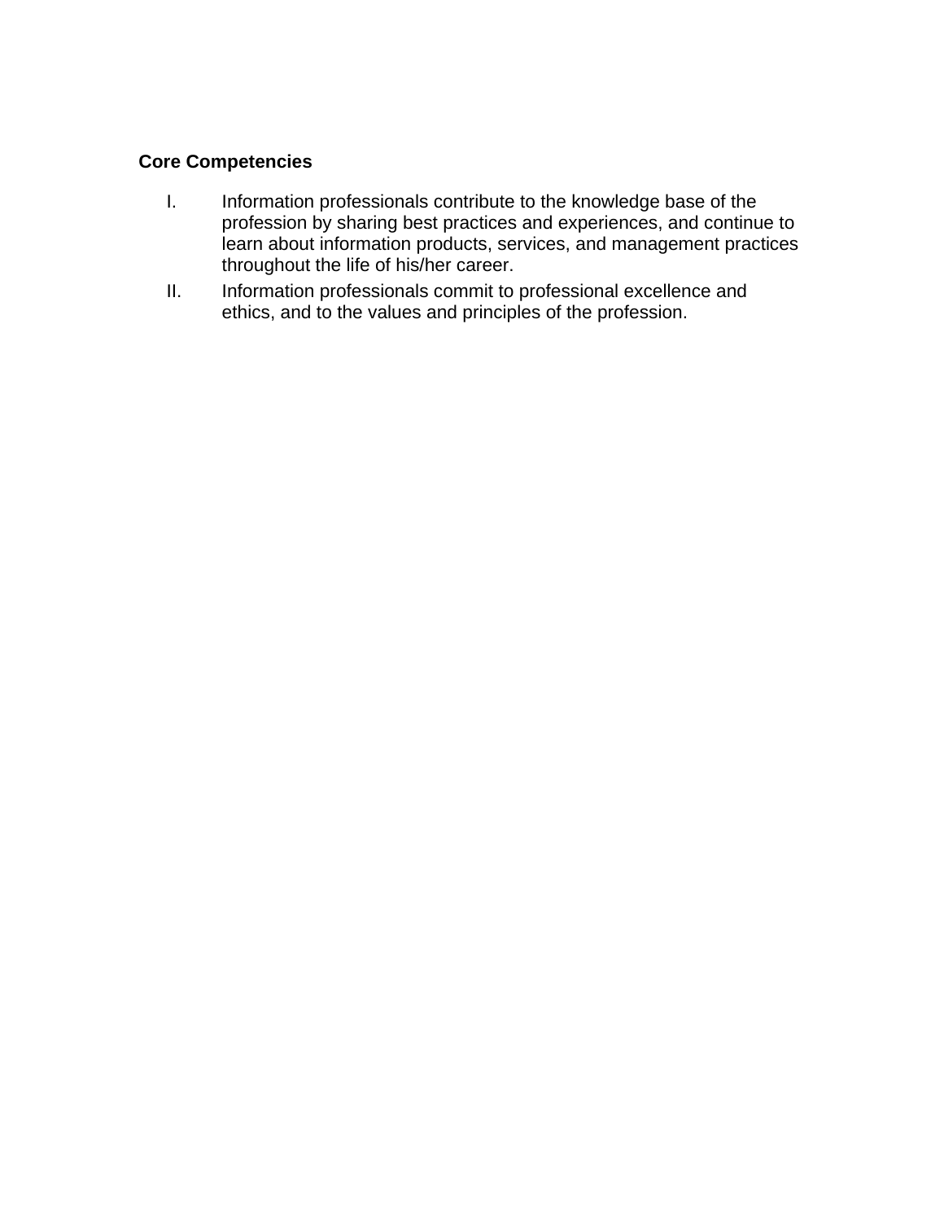**Core Competencies**

I. Information professionals contribute to the knowledge base of the profession by sharing best practices and experiences, and continue to learn about information products, services, and management practices throughout the life of his/her career.

II. Information professionals commit to professional excellence and ethics, and to the values and principles of the profession.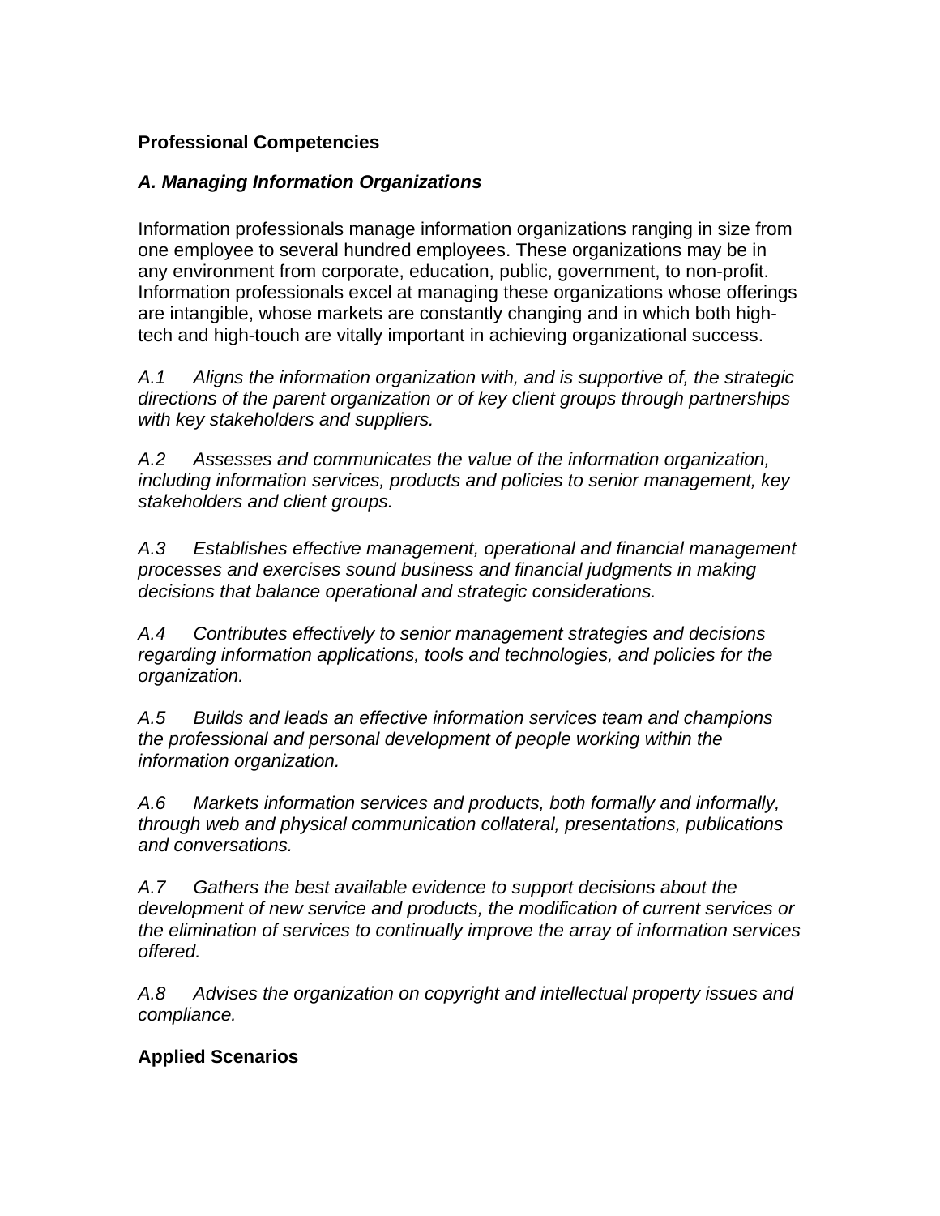**Professional Competencies**

***A. Managing Information Organizations***

Information professionals manage information organizations ranging in size from one employee to several hundred employees. These organizations may be in any environment from corporate, education, public, government, to non-profit. Information professionals excel at managing these organizations whose offerings are intangible, whose markets are constantly changing and in which both high-tech and high-touch are vitally important in achieving organizational success.

*A.1 Aligns the information organization with, and is supportive of, the strategic directions of the parent organization or of key client groups through partnerships with key stakeholders and suppliers.*

*A.2 Assesses and communicates the value of the information organization, including information services, products and policies to senior management, key stakeholders and client groups.*

*A.3 Establishes effective management, operational and financial management processes and exercises sound business and financial judgments in making decisions that balance operational and strategic considerations.*

*A.4 Contributes effectively to senior management strategies and decisions regarding information applications, tools and technologies, and policies for the organization.*

*A.5 Builds and leads an effective information services team and champions the professional and personal development of people working within the information organization.*

*A.6 Markets information services and products, both formally and informally, through web and physical communication collateral, presentations, publications and conversations.*

*A.7 Gathers the best available evidence to support decisions about the development of new service and products, the modification of current services or the elimination of services to continually improve the array of information services offered.*

*A.8 Advises the organization on copyright and intellectual property issues and compliance.*

**Applied Scenarios**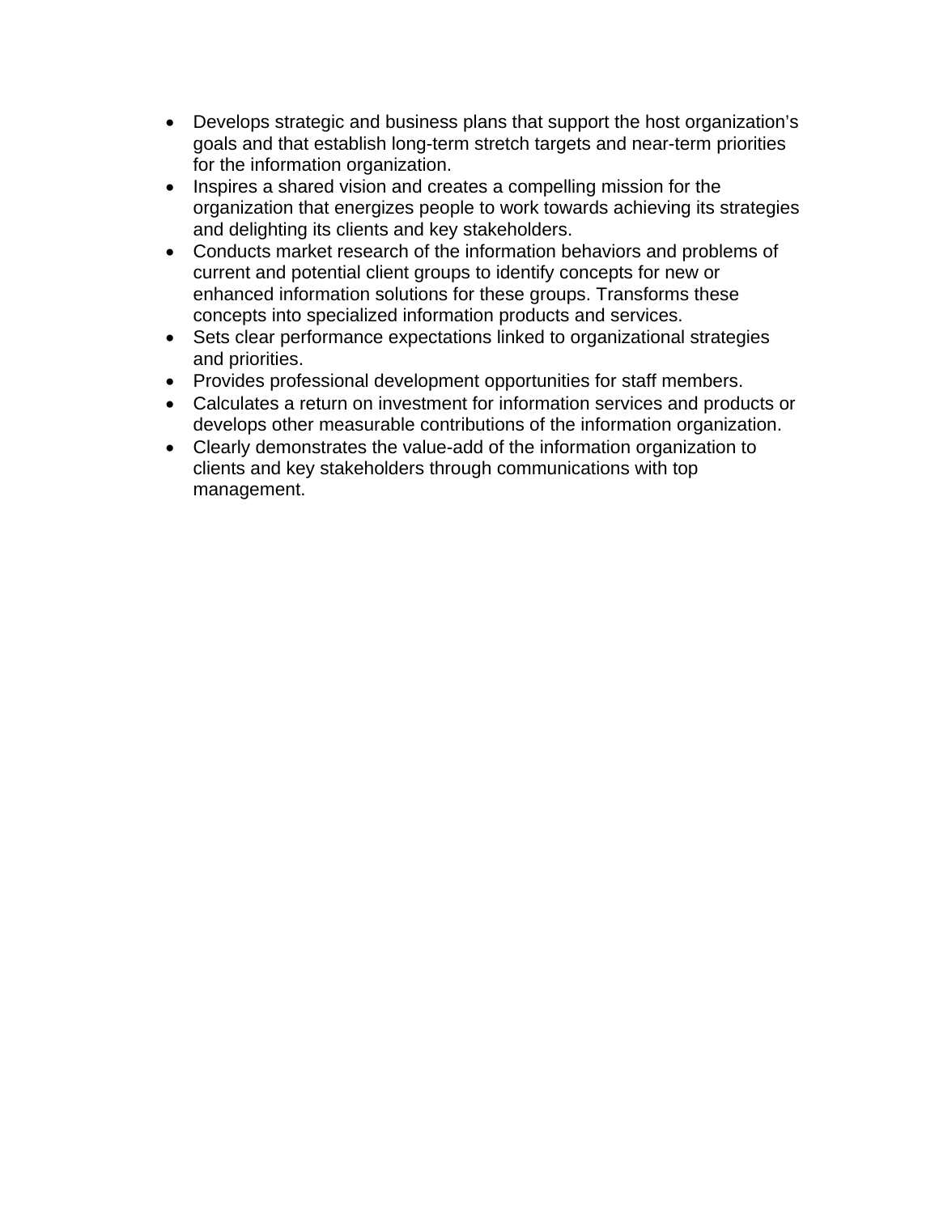- Develops strategic and business plans that support the host organization's goals and that establish long-term stretch targets and near-term priorities for the information organization.
- Inspires a shared vision and creates a compelling mission for the organization that energizes people to work towards achieving its strategies and delighting its clients and key stakeholders.
- Conducts market research of the information behaviors and problems of current and potential client groups to identify concepts for new or enhanced information solutions for these groups. Transforms these concepts into specialized information products and services.
- Sets clear performance expectations linked to organizational strategies and priorities.
- Provides professional development opportunities for staff members.
- Calculates a return on investment for information services and products or develops other measurable contributions of the information organization.
- Clearly demonstrates the value-add of the information organization to clients and key stakeholders through communications with top management.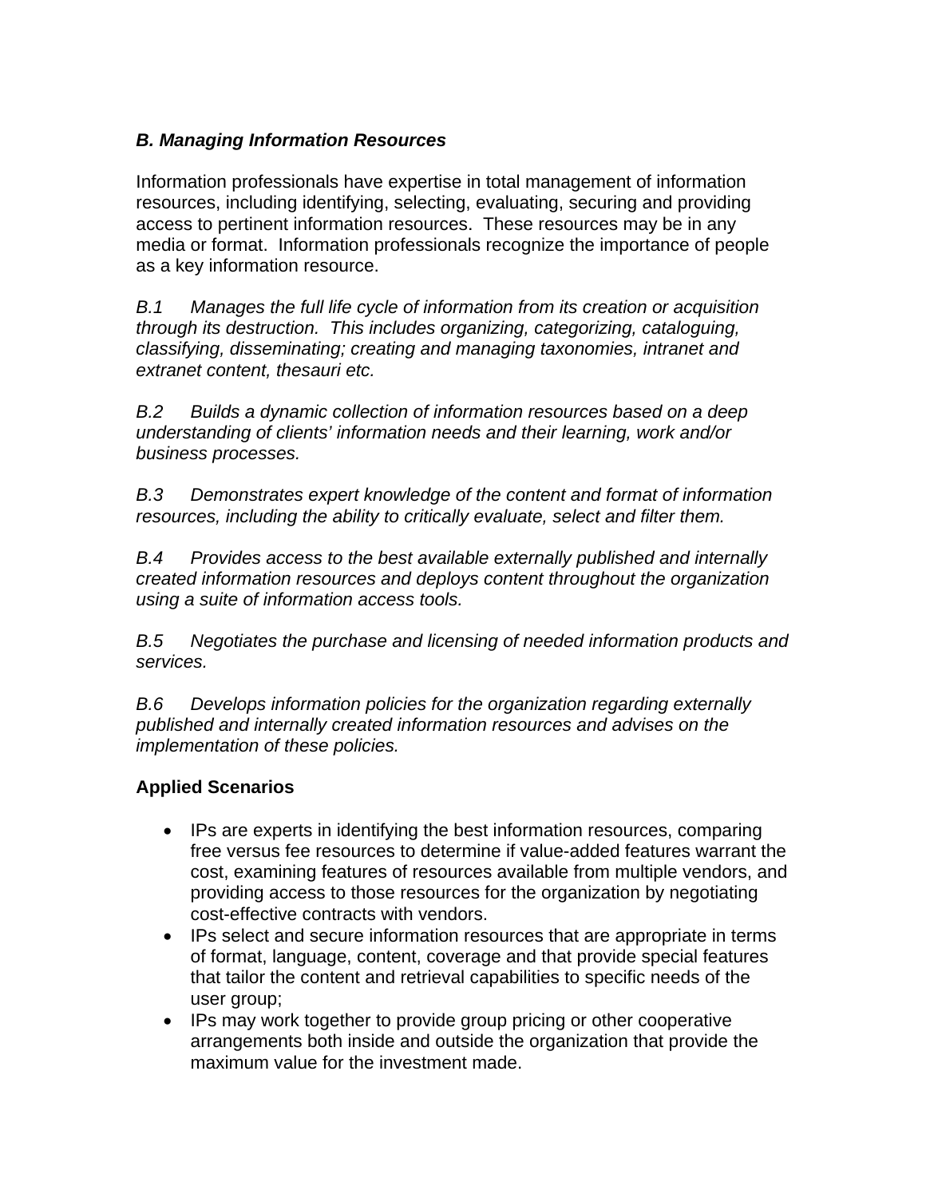### *B. Managing Information Resources*

Information professionals have expertise in total management of information resources, including identifying, selecting, evaluating, securing and providing access to pertinent information resources. These resources may be in any media or format. Information professionals recognize the importance of people as a key information resource.

*B.1 Manages the full life cycle of information from its creation or acquisition through its destruction. This includes organizing, categorizing, cataloguing, classifying, disseminating; creating and managing taxonomies, intranet and extranet content, thesauri etc.*

*B.2 Builds a dynamic collection of information resources based on a deep understanding of clients' information needs and their learning, work and/or business processes.*

*B.3 Demonstrates expert knowledge of the content and format of information resources, including the ability to critically evaluate, select and filter them.*

*B.4 Provides access to the best available externally published and internally created information resources and deploys content throughout the organization using a suite of information access tools.*

*B.5 Negotiates the purchase and licensing of needed information products and services.*

*B.6 Develops information policies for the organization regarding externally published and internally created information resources and advises on the implementation of these policies.*

**Applied Scenarios**

- IPs are experts in identifying the best information resources, comparing free versus fee resources to determine if value-added features warrant the cost, examining features of resources available from multiple vendors, and providing access to those resources for the organization by negotiating cost-effective contracts with vendors.
- IPs select and secure information resources that are appropriate in terms of format, language, content, coverage and that provide special features that tailor the content and retrieval capabilities to specific needs of the user group;
- IPs may work together to provide group pricing or other cooperative arrangements both inside and outside the organization that provide the maximum value for the investment made.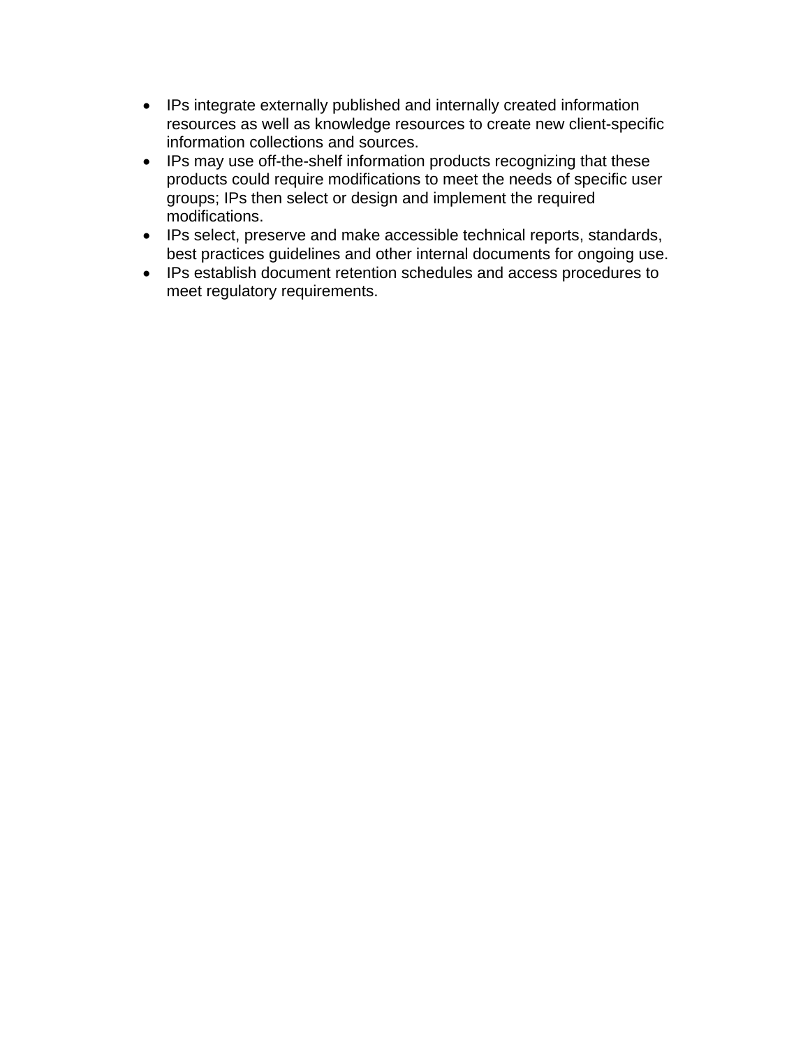- IPs integrate externally published and internally created information resources as well as knowledge resources to create new client-specific information collections and sources.
- IPs may use off-the-shelf information products recognizing that these products could require modifications to meet the needs of specific user groups; IPs then select or design and implement the required modifications.
- IPs select, preserve and make accessible technical reports, standards, best practices guidelines and other internal documents for ongoing use.
- IPs establish document retention schedules and access procedures to meet regulatory requirements.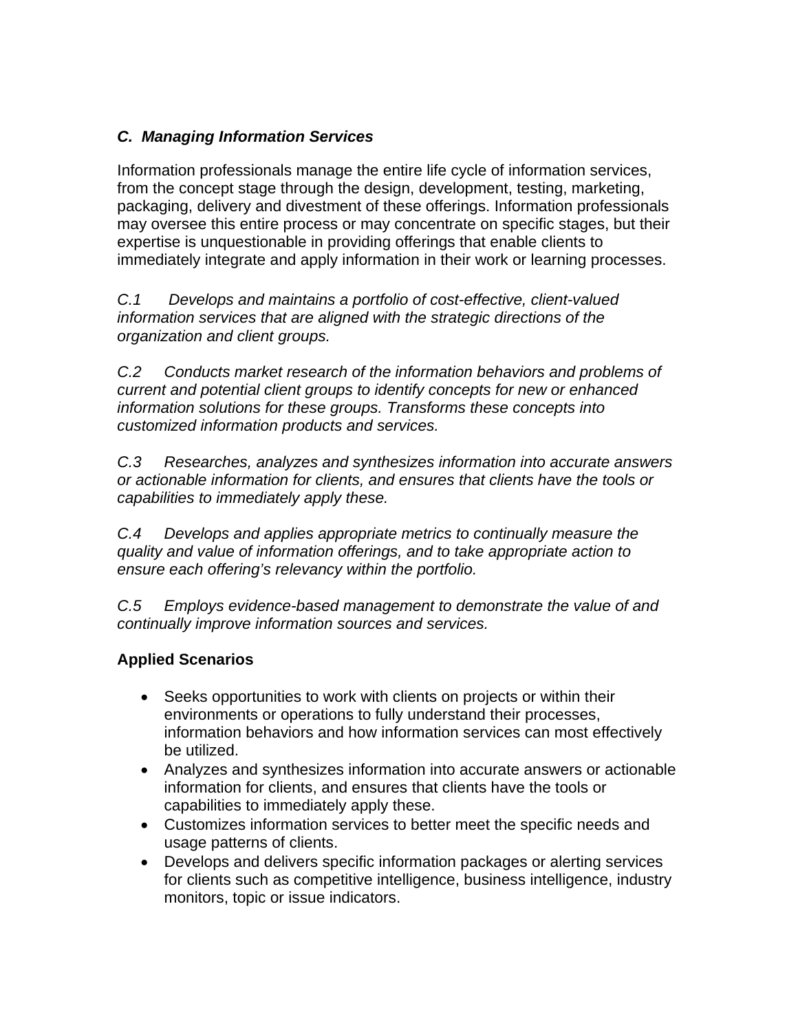### *C. Managing Information Services*

Information professionals manage the entire life cycle of information services, from the concept stage through the design, development, testing, marketing, packaging, delivery and divestment of these offerings. Information professionals may oversee this entire process or may concentrate on specific stages, but their expertise is unquestionable in providing offerings that enable clients to immediately integrate and apply information in their work or learning processes.

*C.1 Develops and maintains a portfolio of cost-effective, client-valued information services that are aligned with the strategic directions of the organization and client groups.*

*C.2 Conducts market research of the information behaviors and problems of current and potential client groups to identify concepts for new or enhanced information solutions for these groups. Transforms these concepts into customized information products and services.*

*C.3 Researches, analyzes and synthesizes information into accurate answers or actionable information for clients, and ensures that clients have the tools or capabilities to immediately apply these.*

*C.4 Develops and applies appropriate metrics to continually measure the quality and value of information offerings, and to take appropriate action to ensure each offering's relevancy within the portfolio.*

*C.5 Employs evidence-based management to demonstrate the value of and continually improve information sources and services.*

**Applied Scenarios**

- Seeks opportunities to work with clients on projects or within their environments or operations to fully understand their processes, information behaviors and how information services can most effectively be utilized.
- Analyzes and synthesizes information into accurate answers or actionable information for clients, and ensures that clients have the tools or capabilities to immediately apply these.
- Customizes information services to better meet the specific needs and usage patterns of clients.
- Develops and delivers specific information packages or alerting services for clients such as competitive intelligence, business intelligence, industry monitors, topic or issue indicators.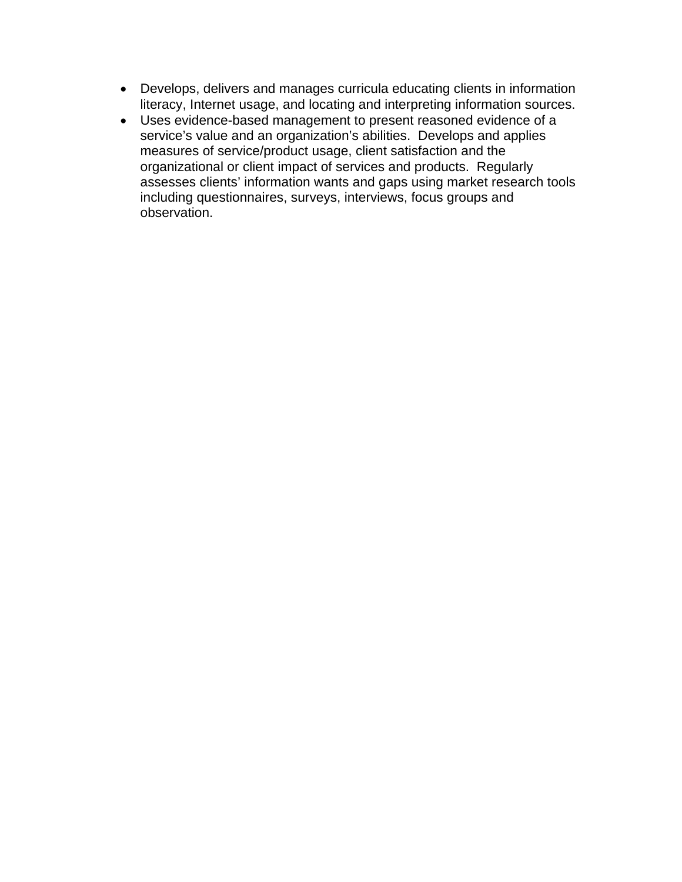- Develops, delivers and manages curricula educating clients in information literacy, Internet usage, and locating and interpreting information sources.
- Uses evidence-based management to present reasoned evidence of a service's value and an organization's abilities.  Develops and applies measures of service/product usage, client satisfaction and the organizational or client impact of services and products.  Regularly assesses clients' information wants and gaps using market research tools including questionnaires, surveys, interviews, focus groups and observation.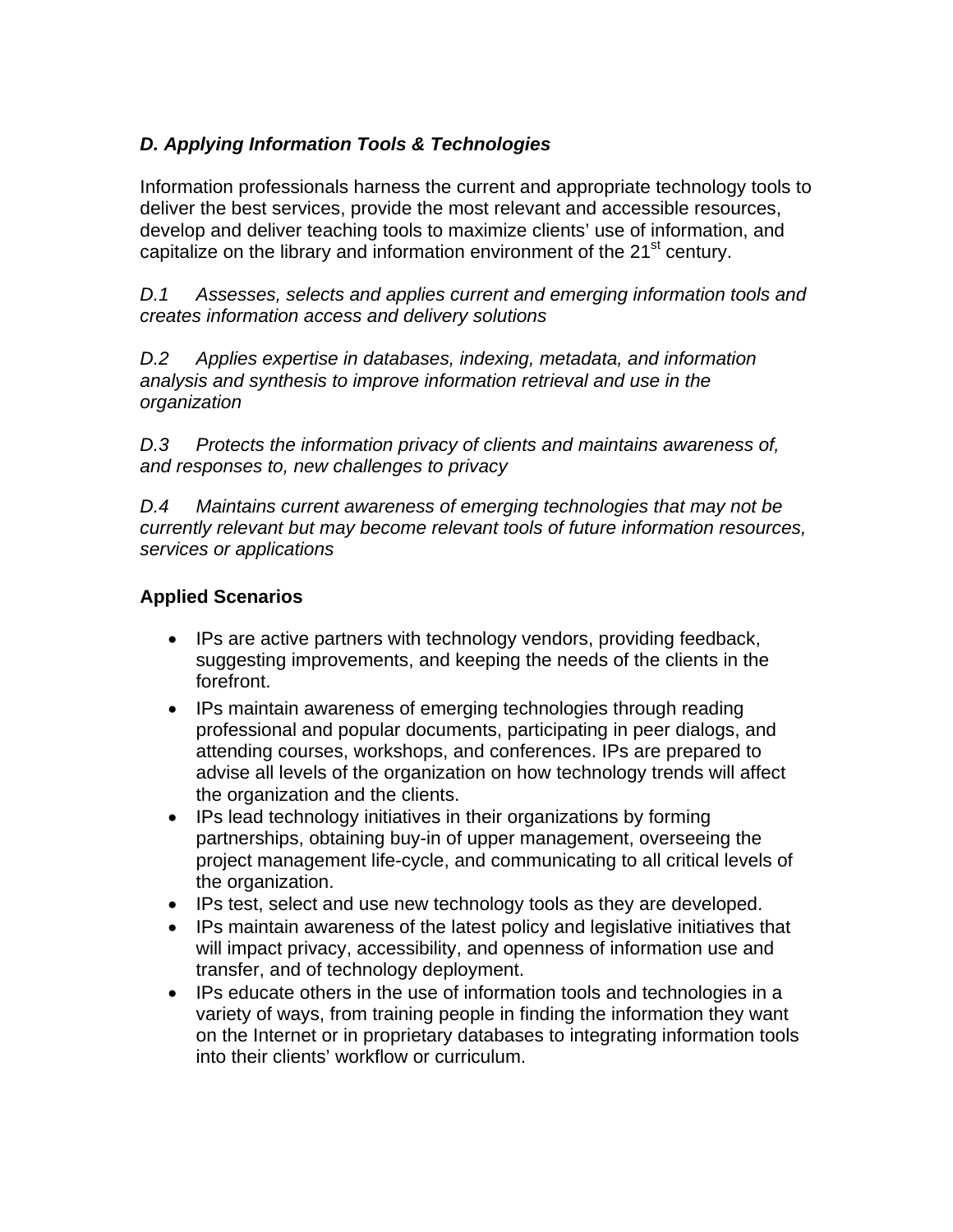### *D. Applying Information Tools & Technologies*

Information professionals harness the current and appropriate technology tools to deliver the best services, provide the most relevant and accessible resources, develop and deliver teaching tools to maximize clients' use of information, and capitalize on the library and information environment of the 21st century.

*D.1 Assesses, selects and applies current and emerging information tools and creates information access and delivery solutions*

*D.2 Applies expertise in databases, indexing, metadata, and information analysis and synthesis to improve information retrieval and use in the organization*

*D.3 Protects the information privacy of clients and maintains awareness of, and responses to, new challenges to privacy*

*D.4 Maintains current awareness of emerging technologies that may not be currently relevant but may become relevant tools of future information resources, services or applications*

**Applied Scenarios**

- IPs are active partners with technology vendors, providing feedback, suggesting improvements, and keeping the needs of the clients in the forefront.
- IPs maintain awareness of emerging technologies through reading professional and popular documents, participating in peer dialogs, and attending courses, workshops, and conferences. IPs are prepared to advise all levels of the organization on how technology trends will affect the organization and the clients.
- IPs lead technology initiatives in their organizations by forming partnerships, obtaining buy-in of upper management, overseeing the project management life-cycle, and communicating to all critical levels of the organization.
- IPs test, select and use new technology tools as they are developed.
- IPs maintain awareness of the latest policy and legislative initiatives that will impact privacy, accessibility, and openness of information use and transfer, and of technology deployment.
- IPs educate others in the use of information tools and technologies in a variety of ways, from training people in finding the information they want on the Internet or in proprietary databases to integrating information tools into their clients' workflow or curriculum.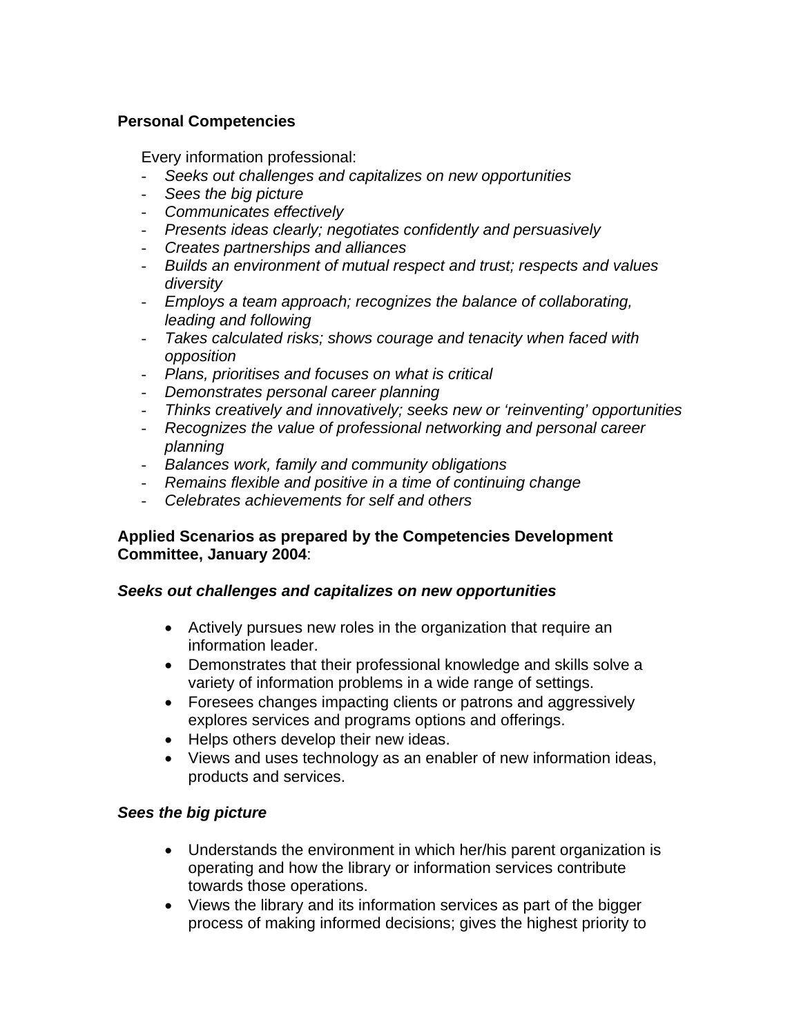**Personal Competencies**

Every information professional:

- *Seeks out challenges and capitalizes on new opportunities*
- *Sees the big picture*
- *Communicates effectively*
- *Presents ideas clearly; negotiates confidently and persuasively*
- *Creates partnerships and alliances*
- *Builds an environment of mutual respect and trust; respects and values diversity*
- *Employs a team approach; recognizes the balance of collaborating, leading and following*
- *Takes calculated risks; shows courage and tenacity when faced with opposition*
- *Plans, prioritises and focuses on what is critical*
- *Demonstrates personal career planning*
- *Thinks creatively and innovatively; seeks new or 'reinventing' opportunities*
- *Recognizes the value of professional networking and personal career planning*
- *Balances work, family and community obligations*
- *Remains flexible and positive in a time of continuing change*
- *Celebrates achievements for self and others*

**Applied Scenarios as prepared by the Competencies Development Committee, January 2004**:

***Seeks out challenges and capitalizes on new opportunities***

- Actively pursues new roles in the organization that require an information leader.
- Demonstrates that their professional knowledge and skills solve a variety of information problems in a wide range of settings.
- Foresees changes impacting clients or patrons and aggressively explores services and programs options and offerings.
- Helps others develop their new ideas.
- Views and uses technology as an enabler of new information ideas, products and services.

***Sees the big picture***

- Understands the environment in which her/his parent organization is operating and how the library or information services contribute towards those operations.
- Views the library and its information services as part of the bigger process of making informed decisions; gives the highest priority to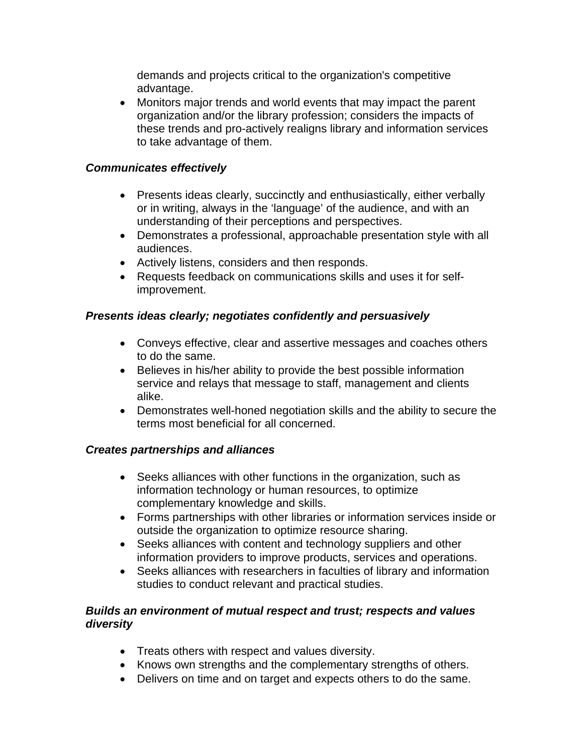demands and projects critical to the organization's competitive advantage.
- Monitors major trends and world events that may impact the parent organization and/or the library profession; considers the impacts of these trends and pro-actively realigns library and information services to take advantage of them.

***Communicates effectively***

- Presents ideas clearly, succinctly and enthusiastically, either verbally or in writing, always in the 'language' of the audience, and with an understanding of their perceptions and perspectives.
- Demonstrates a professional, approachable presentation style with all audiences.
- Actively listens, considers and then responds.
- Requests feedback on communications skills and uses it for self-improvement.

***Presents ideas clearly; negotiates confidently and persuasively***

- Conveys effective, clear and assertive messages and coaches others to do the same.
- Believes in his/her ability to provide the best possible information service and relays that message to staff, management and clients alike.
- Demonstrates well-honed negotiation skills and the ability to secure the terms most beneficial for all concerned.

***Creates partnerships and alliances***

- Seeks alliances with other functions in the organization, such as information technology or human resources, to optimize complementary knowledge and skills.
- Forms partnerships with other libraries or information services inside or outside the organization to optimize resource sharing.
- Seeks alliances with content and technology suppliers and other information providers to improve products, services and operations.
- Seeks alliances with researchers in faculties of library and information studies to conduct relevant and practical studies.

***Builds an environment of mutual respect and trust; respects and values diversity***

- Treats others with respect and values diversity.
- Knows own strengths and the complementary strengths of others.
- Delivers on time and on target and expects others to do the same.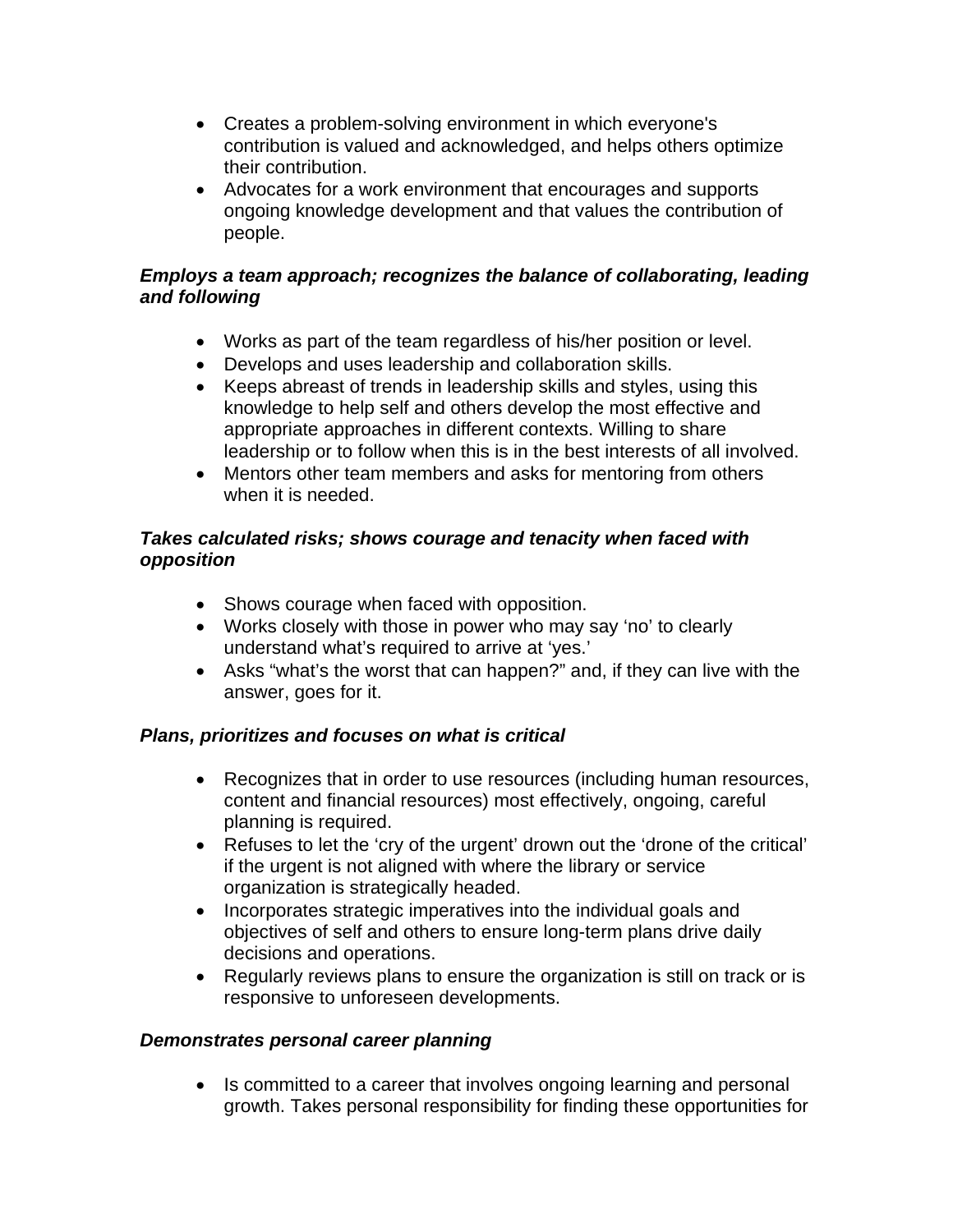- Creates a problem-solving environment in which everyone's contribution is valued and acknowledged, and helps others optimize their contribution.
- Advocates for a work environment that encourages and supports ongoing knowledge development and that values the contribution of people.

***Employs a team approach; recognizes the balance of collaborating, leading and following***

- Works as part of the team regardless of his/her position or level.
- Develops and uses leadership and collaboration skills.
- Keeps abreast of trends in leadership skills and styles, using this knowledge to help self and others develop the most effective and appropriate approaches in different contexts. Willing to share leadership or to follow when this is in the best interests of all involved.
- Mentors other team members and asks for mentoring from others when it is needed.

***Takes calculated risks; shows courage and tenacity when faced with opposition***

- Shows courage when faced with opposition.
- Works closely with those in power who may say 'no' to clearly understand what's required to arrive at 'yes.'
- Asks "what's the worst that can happen?" and, if they can live with the answer, goes for it.

***Plans, prioritizes and focuses on what is critical***

- Recognizes that in order to use resources (including human resources, content and financial resources) most effectively, ongoing, careful planning is required.
- Refuses to let the 'cry of the urgent' drown out the 'drone of the critical' if the urgent is not aligned with where the library or service organization is strategically headed.
- Incorporates strategic imperatives into the individual goals and objectives of self and others to ensure long-term plans drive daily decisions and operations.
- Regularly reviews plans to ensure the organization is still on track or is responsive to unforeseen developments.

***Demonstrates personal career planning***

- Is committed to a career that involves ongoing learning and personal growth. Takes personal responsibility for finding these opportunities for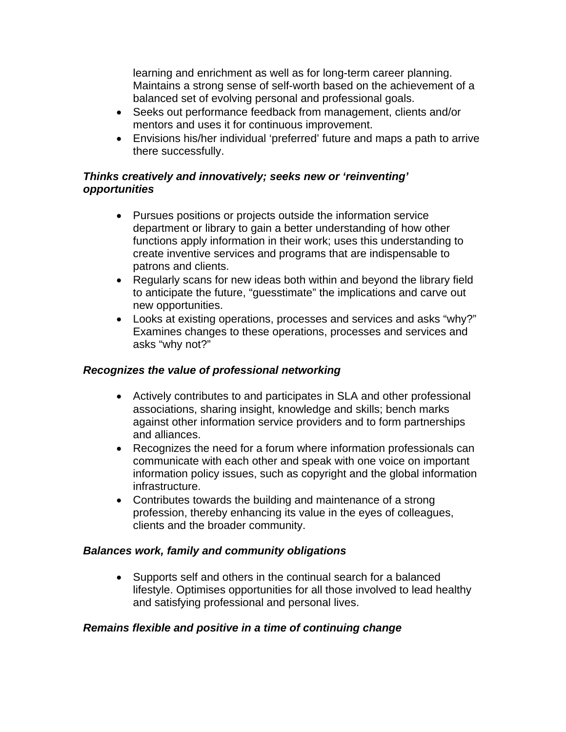learning and enrichment as well as for long-term career planning. Maintains a strong sense of self-worth based on the achievement of a balanced set of evolving personal and professional goals.

- Seeks out performance feedback from management, clients and/or mentors and uses it for continuous improvement.
- Envisions his/her individual 'preferred' future and maps a path to arrive there successfully.

***Thinks creatively and innovatively; seeks new or 'reinventing' opportunities***

- Pursues positions or projects outside the information service department or library to gain a better understanding of how other functions apply information in their work; uses this understanding to create inventive services and programs that are indispensable to patrons and clients.
- Regularly scans for new ideas both within and beyond the library field to anticipate the future, "guesstimate" the implications and carve out new opportunities.
- Looks at existing operations, processes and services and asks "why?" Examines changes to these operations, processes and services and asks "why not?"

***Recognizes the value of professional networking***

- Actively contributes to and participates in SLA and other professional associations, sharing insight, knowledge and skills; bench marks against other information service providers and to form partnerships and alliances.
- Recognizes the need for a forum where information professionals can communicate with each other and speak with one voice on important information policy issues, such as copyright and the global information infrastructure.
- Contributes towards the building and maintenance of a strong profession, thereby enhancing its value in the eyes of colleagues, clients and the broader community.

***Balances work, family and community obligations***

- Supports self and others in the continual search for a balanced lifestyle. Optimises opportunities for all those involved to lead healthy and satisfying professional and personal lives.

***Remains flexible and positive in a time of continuing change***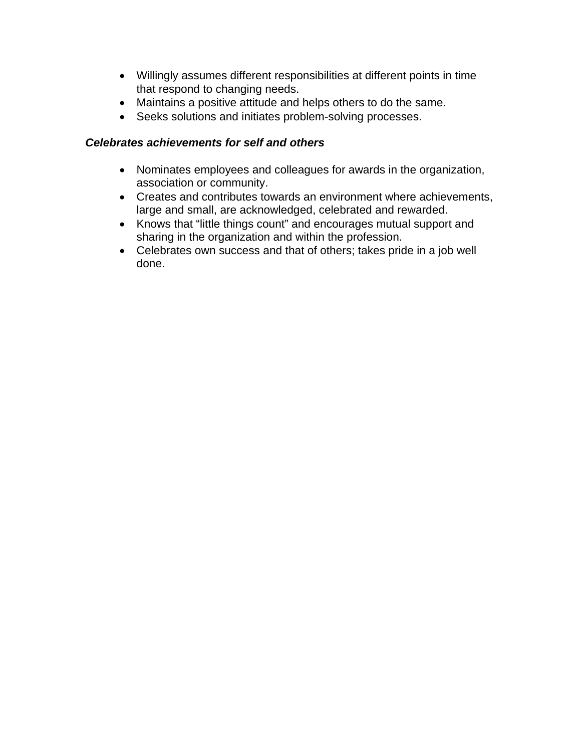- Willingly assumes different responsibilities at different points in time that respond to changing needs.
- Maintains a positive attitude and helps others to do the same.
- Seeks solutions and initiates problem-solving processes.

***Celebrates achievements for self and others***

- Nominates employees and colleagues for awards in the organization, association or community.
- Creates and contributes towards an environment where achievements, large and small, are acknowledged, celebrated and rewarded.
- Knows that “little things count” and encourages mutual support and sharing in the organization and within the profession.
- Celebrates own success and that of others; takes pride in a job well done.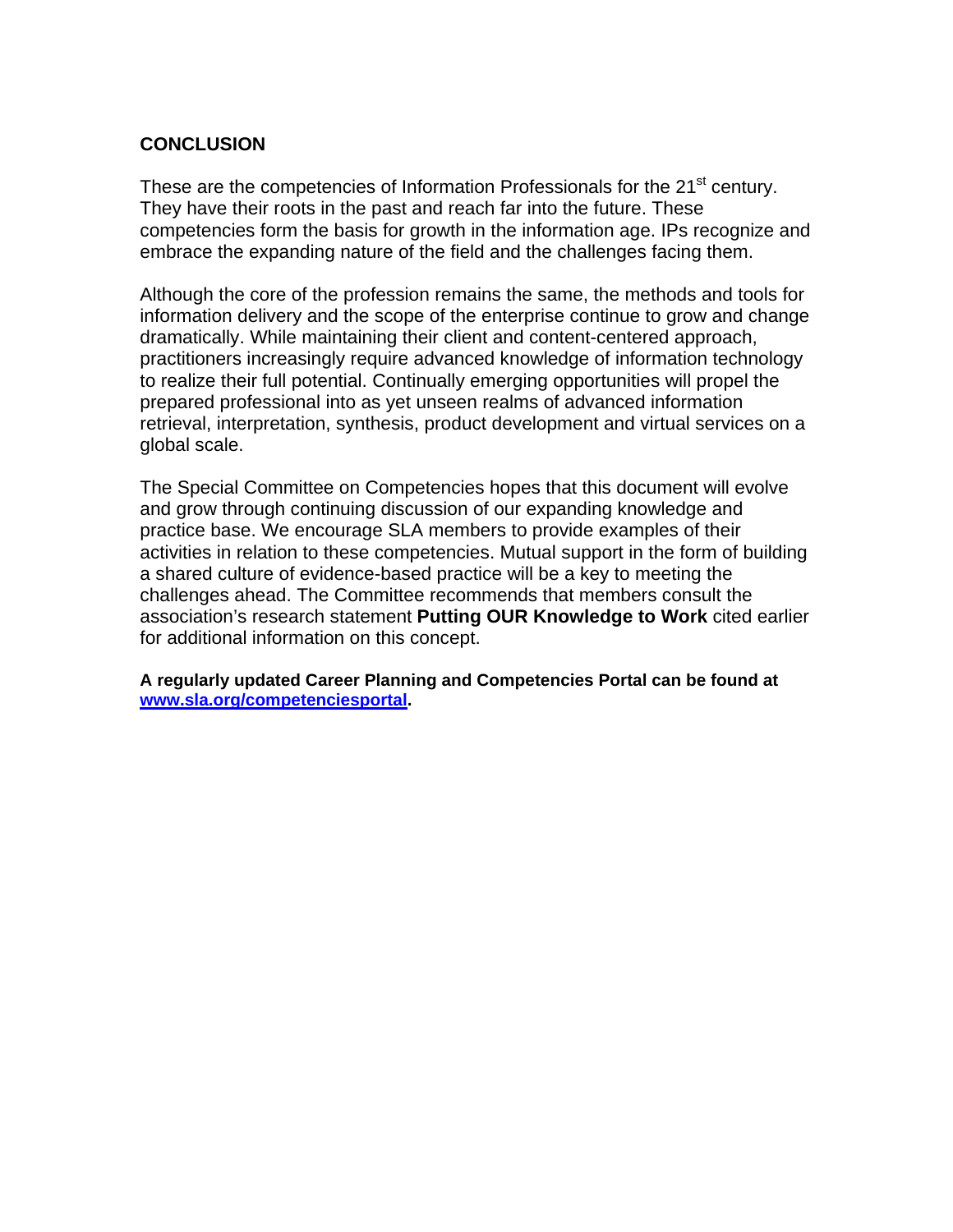## CONCLUSION

These are the competencies of Information Professionals for the 21st century. They have their roots in the past and reach far into the future. These competencies form the basis for growth in the information age. IPs recognize and embrace the expanding nature of the field and the challenges facing them.

Although the core of the profession remains the same, the methods and tools for information delivery and the scope of the enterprise continue to grow and change dramatically. While maintaining their client and content-centered approach, practitioners increasingly require advanced knowledge of information technology to realize their full potential. Continually emerging opportunities will propel the prepared professional into as yet unseen realms of advanced information retrieval, interpretation, synthesis, product development and virtual services on a global scale.

The Special Committee on Competencies hopes that this document will evolve and grow through continuing discussion of our expanding knowledge and practice base. We encourage SLA members to provide examples of their activities in relation to these competencies. Mutual support in the form of building a shared culture of evidence-based practice will be a key to meeting the challenges ahead. The Committee recommends that members consult the association's research statement **Putting OUR Knowledge to Work** cited earlier for additional information on this concept.

**A regularly updated Career Planning and Competencies Portal can be found at [www.sla.org/competenciesportal](www.sla.org/competenciesportal).**